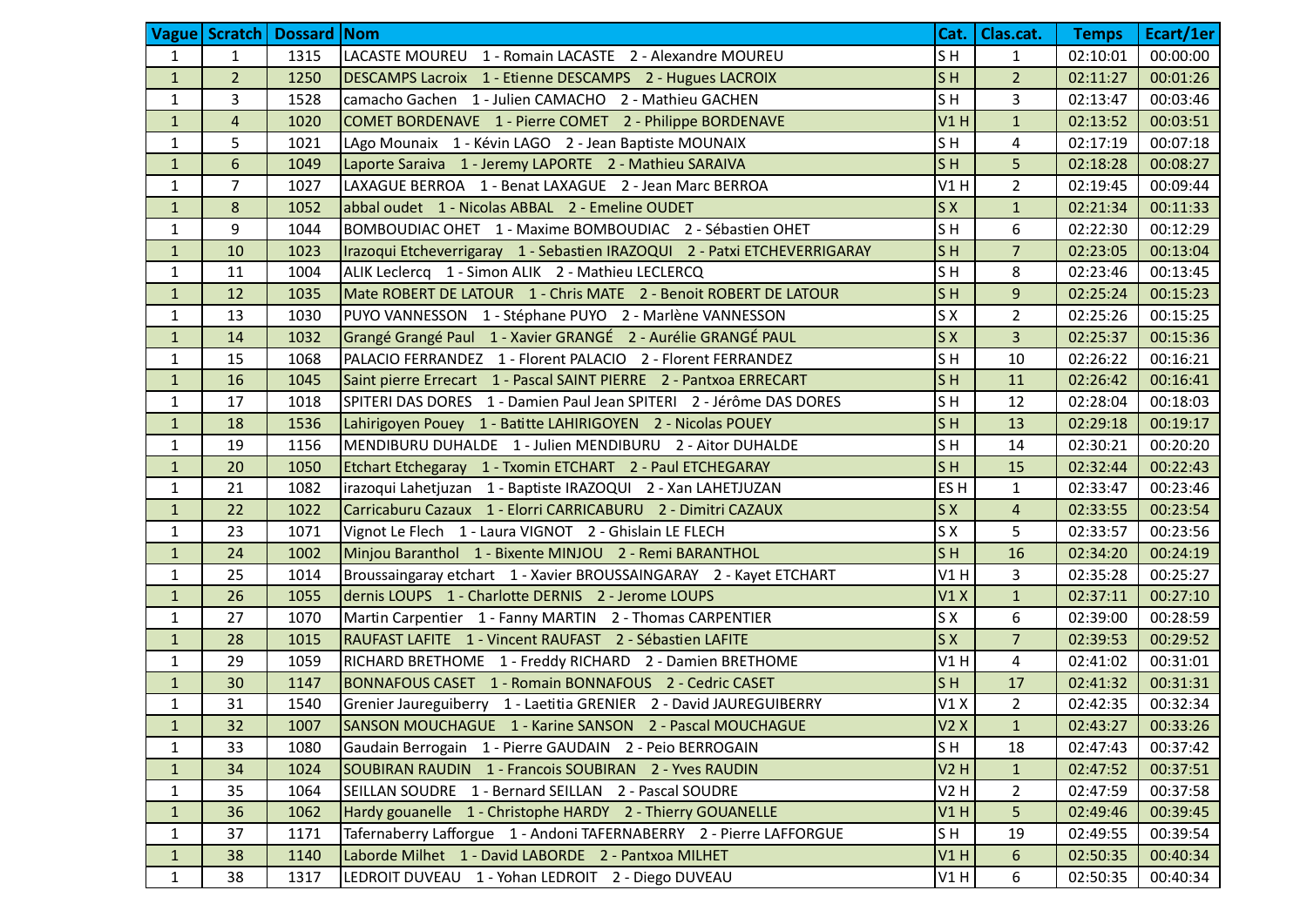| Vague | Scratch | Dossard | Nom | Cat. | Clas.cat. | Temps | Ecart/1er |
|---|---|---|---|---|---|---|---|
| 1 | 1 | 1315 | LACASTE MOUREU 1 - Romain LACASTE 2 - Alexandre MOUREU | S H | 1 | 02:10:01 | 00:00:00 |
| 1 | 2 | 1250 | DESCAMPS Lacroix 1 - Etienne DESCAMPS 2 - Hugues LACROIX | S H | 2 | 02:11:27 | 00:01:26 |
| 1 | 3 | 1528 | camacho Gachen 1 - Julien CAMACHO 2 - Mathieu GACHEN | S H | 3 | 02:13:47 | 00:03:46 |
| 1 | 4 | 1020 | COMET BORDENAVE 1 - Pierre COMET 2 - Philippe BORDENAVE | V1 H | 1 | 02:13:52 | 00:03:51 |
| 1 | 5 | 1021 | LAgo Mounaix 1 - Kévin LAGO 2 - Jean Baptiste MOUNAIX | S H | 4 | 02:17:19 | 00:07:18 |
| 1 | 6 | 1049 | Laporte Saraiva 1 - Jeremy LAPORTE 2 - Mathieu SARAIVA | S H | 5 | 02:18:28 | 00:08:27 |
| 1 | 7 | 1027 | LAXAGUE BERROA 1 - Benat LAXAGUE 2 - Jean Marc BERROA | V1 H | 2 | 02:19:45 | 00:09:44 |
| 1 | 8 | 1052 | abbal oudet 1 - Nicolas ABBAL 2 - Emeline OUDET | S X | 1 | 02:21:34 | 00:11:33 |
| 1 | 9 | 1044 | BOMBOUDIAC OHET 1 - Maxime BOMBOUDIAC 2 - Sébastien OHET | S H | 6 | 02:22:30 | 00:12:29 |
| 1 | 10 | 1023 | Irazoqui Etcheverrigaray 1 - Sebastien IRAZOQUI 2 - Patxi ETCHEVERRIGARAY | S H | 7 | 02:23:05 | 00:13:04 |
| 1 | 11 | 1004 | ALIK Leclercq 1 - Simon ALIK 2 - Mathieu LECLERCQ | S H | 8 | 02:23:46 | 00:13:45 |
| 1 | 12 | 1035 | Mate ROBERT DE LATOUR 1 - Chris MATE 2 - Benoit ROBERT DE LATOUR | S H | 9 | 02:25:24 | 00:15:23 |
| 1 | 13 | 1030 | PUYO VANNESSON 1 - Stéphane PUYO 2 - Marlène VANNESSON | S X | 2 | 02:25:26 | 00:15:25 |
| 1 | 14 | 1032 | Grangé Grangé Paul 1 - Xavier GRANGÉ 2 - Aurélie GRANGÉ PAUL | S X | 3 | 02:25:37 | 00:15:36 |
| 1 | 15 | 1068 | PALACIO FERRANDEZ 1 - Florent PALACIO 2 - Florent FERRANDEZ | S H | 10 | 02:26:22 | 00:16:21 |
| 1 | 16 | 1045 | Saint pierre Errecart 1 - Pascal SAINT PIERRE 2 - Pantxoa ERRECART | S H | 11 | 02:26:42 | 00:16:41 |
| 1 | 17 | 1018 | SPITERI DAS DORES 1 - Damien Paul Jean SPITERI 2 - Jérôme DAS DORES | S H | 12 | 02:28:04 | 00:18:03 |
| 1 | 18 | 1536 | Lahirigoyen Pouey 1 - Batitte LAHIRIGOYEN 2 - Nicolas POUEY | S H | 13 | 02:29:18 | 00:19:17 |
| 1 | 19 | 1156 | MENDIBURU DUHALDE 1 - Julien MENDIBURU 2 - Aitor DUHALDE | S H | 14 | 02:30:21 | 00:20:20 |
| 1 | 20 | 1050 | Etchart Etchegaray 1 - Txomin ETCHART 2 - Paul ETCHEGARAY | S H | 15 | 02:32:44 | 00:22:43 |
| 1 | 21 | 1082 | irazoqui Lahetjuzan 1 - Baptiste IRAZOQUI 2 - Xan LAHETJUZAN | ES H | 1 | 02:33:47 | 00:23:46 |
| 1 | 22 | 1022 | Carricaburu Cazaux 1 - Elorri CARRICABURU 2 - Dimitri CAZAUX | S X | 4 | 02:33:55 | 00:23:54 |
| 1 | 23 | 1071 | Vignot Le Flech 1 - Laura VIGNOT 2 - Ghislain LE FLECH | S X | 5 | 02:33:57 | 00:23:56 |
| 1 | 24 | 1002 | Minjou Baranthol 1 - Bixente MINJOU 2 - Remi BARANTHOL | S H | 16 | 02:34:20 | 00:24:19 |
| 1 | 25 | 1014 | Broussaingaray etchart 1 - Xavier BROUSSAINGARAY 2 - Kayet ETCHART | V1 H | 3 | 02:35:28 | 00:25:27 |
| 1 | 26 | 1055 | dernis LOUPS 1 - Charlotte DERNIS 2 - Jerome LOUPS | V1 X | 1 | 02:37:11 | 00:27:10 |
| 1 | 27 | 1070 | Martin Carpentier 1 - Fanny MARTIN 2 - Thomas CARPENTIER | S X | 6 | 02:39:00 | 00:28:59 |
| 1 | 28 | 1015 | RAUFAST LAFITE 1 - Vincent RAUFAST 2 - Sébastien LAFITE | S X | 7 | 02:39:53 | 00:29:52 |
| 1 | 29 | 1059 | RICHARD BRETHOME 1 - Freddy RICHARD 2 - Damien BRETHOME | V1 H | 4 | 02:41:02 | 00:31:01 |
| 1 | 30 | 1147 | BONNAFOUS CASET 1 - Romain BONNAFOUS 2 - Cedric CASET | S H | 17 | 02:41:32 | 00:31:31 |
| 1 | 31 | 1540 | Grenier Jaureguiberry 1 - Laetitia GRENIER 2 - David JAUREGUIBERRY | V1 X | 2 | 02:42:35 | 00:32:34 |
| 1 | 32 | 1007 | SANSON MOUCHAGUE 1 - Karine SANSON 2 - Pascal MOUCHAGUE | V2 X | 1 | 02:43:27 | 00:33:26 |
| 1 | 33 | 1080 | Gaudain Berrogain 1 - Pierre GAUDAIN 2 - Peio BERROGAIN | S H | 18 | 02:47:43 | 00:37:42 |
| 1 | 34 | 1024 | SOUBIRAN RAUDIN 1 - Francois SOUBIRAN 2 - Yves RAUDIN | V2 H | 1 | 02:47:52 | 00:37:51 |
| 1 | 35 | 1064 | SEILLAN SOUDRE 1 - Bernard SEILLAN 2 - Pascal SOUDRE | V2 H | 2 | 02:47:59 | 00:37:58 |
| 1 | 36 | 1062 | Hardy gouanelle 1 - Christophe HARDY 2 - Thierry GOUANELLE | V1 H | 5 | 02:49:46 | 00:39:45 |
| 1 | 37 | 1171 | Tafernaberry Lafforgue 1 - Andoni TAFERNABERRY 2 - Pierre LAFFORGUE | S H | 19 | 02:49:55 | 00:39:54 |
| 1 | 38 | 1140 | Laborde Milhet 1 - David LABORDE 2 - Pantxoa MILHET | V1 H | 6 | 02:50:35 | 00:40:34 |
| 1 | 38 | 1317 | LEDROIT DUVEAU 1 - Yohan LEDROIT 2 - Diego DUVEAU | V1 H | 6 | 02:50:35 | 00:40:34 |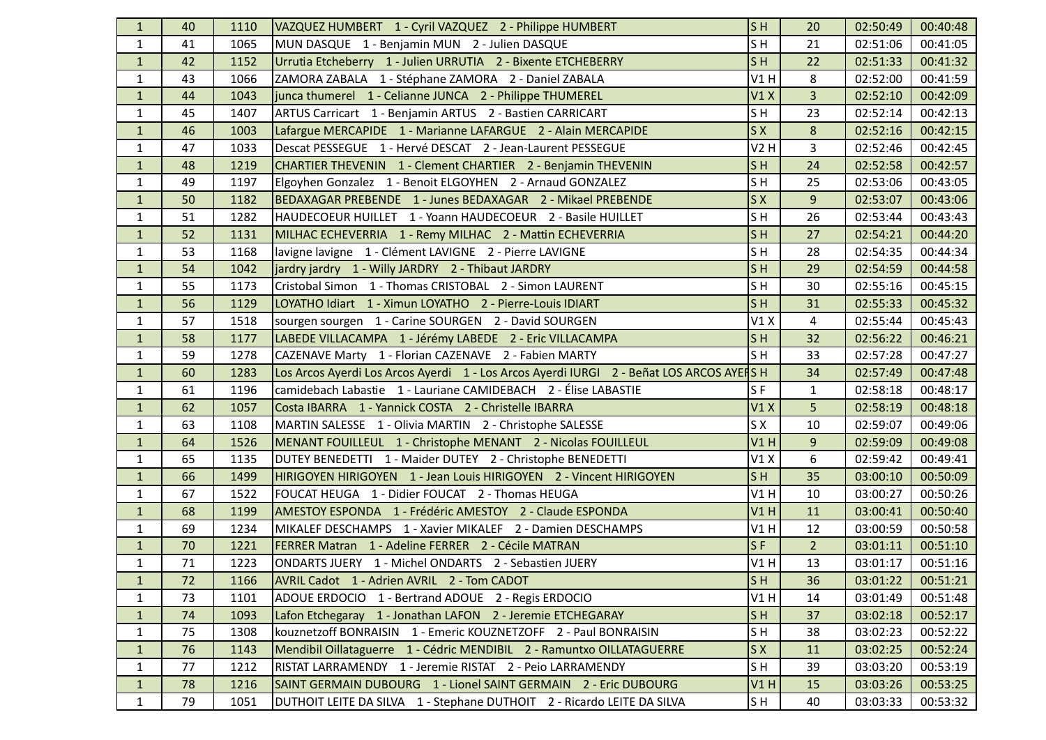| | | | | | | | |
|---|---|---|---|---|---|---|---|
| 1 | 40 | 1110 | VAZQUEZ HUMBERT 1 - Cyril VAZQUEZ 2 - Philippe HUMBERT | S H | 20 | 02:50:49 | 00:40:48 |
| 1 | 41 | 1065 | MUN DASQUE 1 - Benjamin MUN 2 - Julien DASQUE | S H | 21 | 02:51:06 | 00:41:05 |
| 1 | 42 | 1152 | Urrutia Etcheberry 1 - Julien URRUTIA 2 - Bixente ETCHEBERRY | S H | 22 | 02:51:33 | 00:41:32 |
| 1 | 43 | 1066 | ZAMORA ZABALA 1 - Stéphane ZAMORA 2 - Daniel ZABALA | V1 H | 8 | 02:52:00 | 00:41:59 |
| 1 | 44 | 1043 | junca thumerel 1 - Celianne JUNCA 2 - Philippe THUMEREL | V1 X | 3 | 02:52:10 | 00:42:09 |
| 1 | 45 | 1407 | ARTUS Carricart 1 - Benjamin ARTUS 2 - Bastien CARRICART | S H | 23 | 02:52:14 | 00:42:13 |
| 1 | 46 | 1003 | Lafargue MERCAPIDE 1 - Marianne LAFARGUE 2 - Alain MERCAPIDE | S X | 8 | 02:52:16 | 00:42:15 |
| 1 | 47 | 1033 | Descat PESSEGUE 1 - Hervé DESCAT 2 - Jean-Laurent PESSEGUE | V2 H | 3 | 02:52:46 | 00:42:45 |
| 1 | 48 | 1219 | CHARTIER THEVENIN 1 - Clement CHARTIER 2 - Benjamin THEVENIN | S H | 24 | 02:52:58 | 00:42:57 |
| 1 | 49 | 1197 | Elgoyhen Gonzalez 1 - Benoit ELGOYHEN 2 - Arnaud GONZALEZ | S H | 25 | 02:53:06 | 00:43:05 |
| 1 | 50 | 1182 | BEDAXAGAR PREBENDE 1 - Junes BEDAXAGAR 2 - Mikael PREBENDE | S X | 9 | 02:53:07 | 00:43:06 |
| 1 | 51 | 1282 | HAUDECOEUR HUILLET 1 - Yoann HAUDECOEUR 2 - Basile HUILLET | S H | 26 | 02:53:44 | 00:43:43 |
| 1 | 52 | 1131 | MILHAC ECHEVERRIA 1 - Remy MILHAC 2 - Mattin ECHEVERRIA | S H | 27 | 02:54:21 | 00:44:20 |
| 1 | 53 | 1168 | lavigne lavigne 1 - Clément LAVIGNE 2 - Pierre LAVIGNE | S H | 28 | 02:54:35 | 00:44:34 |
| 1 | 54 | 1042 | jardry jardry 1 - Willy JARDRY 2 - Thibaut JARDRY | S H | 29 | 02:54:59 | 00:44:58 |
| 1 | 55 | 1173 | Cristobal Simon 1 - Thomas CRISTOBAL 2 - Simon LAURENT | S H | 30 | 02:55:16 | 00:45:15 |
| 1 | 56 | 1129 | LOYATHO Idiart 1 - Ximun LOYATHO 2 - Pierre-Louis IDIART | S H | 31 | 02:55:33 | 00:45:32 |
| 1 | 57 | 1518 | sourgen sourgen 1 - Carine SOURGEN 2 - David SOURGEN | V1 X | 4 | 02:55:44 | 00:45:43 |
| 1 | 58 | 1177 | LABEDE VILLACAMPA 1 - Jérémy LABEDE 2 - Eric VILLACAMPA | S H | 32 | 02:56:22 | 00:46:21 |
| 1 | 59 | 1278 | CAZENAVE Marty 1 - Florian CAZENAVE 2 - Fabien MARTY | S H | 33 | 02:57:28 | 00:47:27 |
| 1 | 60 | 1283 | Los Arcos Ayerdi Los Arcos Ayerdi 1 - Los Arcos Ayerdi IURGI 2 - Beñat LOS ARCOS AYEF | S H | 34 | 02:57:49 | 00:47:48 |
| 1 | 61 | 1196 | camidebach Labastie 1 - Lauriane CAMIDEBACH 2 - Élise LABASTIE | S F | 1 | 02:58:18 | 00:48:17 |
| 1 | 62 | 1057 | Costa IBARRA 1 - Yannick COSTA 2 - Christelle IBARRA | V1 X | 5 | 02:58:19 | 00:48:18 |
| 1 | 63 | 1108 | MARTIN SALESSE 1 - Olivia MARTIN 2 - Christophe SALESSE | S X | 10 | 02:59:07 | 00:49:06 |
| 1 | 64 | 1526 | MENANT FOUILLEUL 1 - Christophe MENANT 2 - Nicolas FOUILLEUL | V1 H | 9 | 02:59:09 | 00:49:08 |
| 1 | 65 | 1135 | DUTEY BENEDETTI 1 - Maider DUTEY 2 - Christophe BENEDETTI | V1 X | 6 | 02:59:42 | 00:49:41 |
| 1 | 66 | 1499 | HIRIGOYEN HIRIGOYEN 1 - Jean Louis HIRIGOYEN 2 - Vincent HIRIGOYEN | S H | 35 | 03:00:10 | 00:50:09 |
| 1 | 67 | 1522 | FOUCAT HEUGA 1 - Didier FOUCAT 2 - Thomas HEUGA | V1 H | 10 | 03:00:27 | 00:50:26 |
| 1 | 68 | 1199 | AMESTOY ESPONDA 1 - Frédéric AMESTOY 2 - Claude ESPONDA | V1 H | 11 | 03:00:41 | 00:50:40 |
| 1 | 69 | 1234 | MIKALEF DESCHAMPS 1 - Xavier MIKALEF 2 - Damien DESCHAMPS | V1 H | 12 | 03:00:59 | 00:50:58 |
| 1 | 70 | 1221 | FERRER Matran 1 - Adeline FERRER 2 - Cécile MATRAN | S F | 2 | 03:01:11 | 00:51:10 |
| 1 | 71 | 1223 | ONDARTS JUERY 1 - Michel ONDARTS 2 - Sebastien JUERY | V1 H | 13 | 03:01:17 | 00:51:16 |
| 1 | 72 | 1166 | AVRIL Cadot 1 - Adrien AVRIL 2 - Tom CADOT | S H | 36 | 03:01:22 | 00:51:21 |
| 1 | 73 | 1101 | ADOUE ERDOCIO 1 - Bertrand ADOUE 2 - Regis ERDOCIO | V1 H | 14 | 03:01:49 | 00:51:48 |
| 1 | 74 | 1093 | Lafon Etchegaray 1 - Jonathan LAFON 2 - Jeremie ETCHEGARAY | S H | 37 | 03:02:18 | 00:52:17 |
| 1 | 75 | 1308 | kouznetzoff BONRAISIN 1 - Emeric KOUZNETZOFF 2 - Paul BONRAISIN | S H | 38 | 03:02:23 | 00:52:22 |
| 1 | 76 | 1143 | Mendibil Oillataguerre 1 - Cédric MENDIBIL 2 - Ramuntxo OILLATAGUERRE | S X | 11 | 03:02:25 | 00:52:24 |
| 1 | 77 | 1212 | RISTAT LARRAMENDY 1 - Jeremie RISTAT 2 - Peio LARRAMENDY | S H | 39 | 03:03:20 | 00:53:19 |
| 1 | 78 | 1216 | SAINT GERMAIN DUBOURG 1 - Lionel SAINT GERMAIN 2 - Eric DUBOURG | V1 H | 15 | 03:03:26 | 00:53:25 |
| 1 | 79 | 1051 | DUTHOIT LEITE DA SILVA 1 - Stephane DUTHOIT 2 - Ricardo LEITE DA SILVA | S H | 40 | 03:03:33 | 00:53:32 |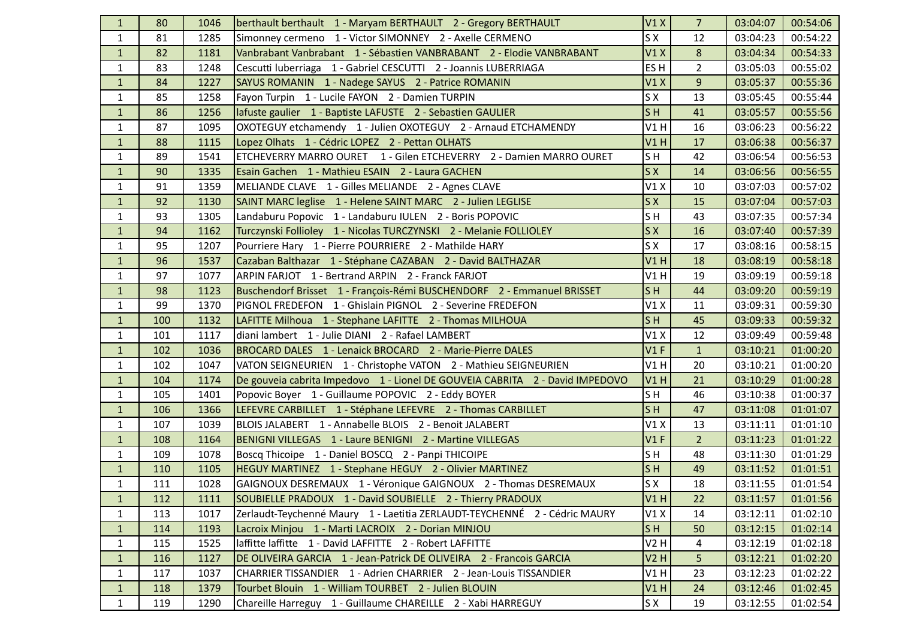| | | | | | | | |
|---|---|---|---|---|---|---|---|
| 1 | 80 | 1046 | berthault berthault 1 - Maryam BERTHAULT 2 - Gregory BERTHAULT | V1 X | 7 | 03:04:07 | 00:54:06 |
| 1 | 81 | 1285 | Simonney cermeno 1 - Victor SIMONNEY 2 - Axelle CERMENO | S X | 12 | 03:04:23 | 00:54:22 |
| 1 | 82 | 1181 | Vanbrabant Vanbrabant 1 - Sébastien VANBRABANT 2 - Elodie VANBRABANT | V1 X | 8 | 03:04:34 | 00:54:33 |
| 1 | 83 | 1248 | Cescutti luberriaga 1 - Gabriel CESCUTTI 2 - Joannis LUBERRIAGA | ES H | 2 | 03:05:03 | 00:55:02 |
| 1 | 84 | 1227 | SAYUS ROMANIN 1 - Nadege SAYUS 2 - Patrice ROMANIN | V1 X | 9 | 03:05:37 | 00:55:36 |
| 1 | 85 | 1258 | Fayon Turpin 1 - Lucile FAYON 2 - Damien TURPIN | S X | 13 | 03:05:45 | 00:55:44 |
| 1 | 86 | 1256 | lafuste gaulier 1 - Baptiste LAFUSTE 2 - Sebastien GAULIER | S H | 41 | 03:05:57 | 00:55:56 |
| 1 | 87 | 1095 | OXOTEGUY etchamendy 1 - Julien OXOTEGUY 2 - Arnaud ETCHAMENDY | V1 H | 16 | 03:06:23 | 00:56:22 |
| 1 | 88 | 1115 | Lopez Olhats 1 - Cédric LOPEZ 2 - Pettan OLHATS | V1 H | 17 | 03:06:38 | 00:56:37 |
| 1 | 89 | 1541 | ETCHEVERRY MARRO OURET 1 - Gilen ETCHEVERRY 2 - Damien MARRO OURET | S H | 42 | 03:06:54 | 00:56:53 |
| 1 | 90 | 1335 | Esain Gachen 1 - Mathieu ESAIN 2 - Laura GACHEN | S X | 14 | 03:06:56 | 00:56:55 |
| 1 | 91 | 1359 | MELIANDE CLAVE 1 - Gilles MELIANDE 2 - Agnes CLAVE | V1 X | 10 | 03:07:03 | 00:57:02 |
| 1 | 92 | 1130 | SAINT MARC leglise 1 - Helene SAINT MARC 2 - Julien LEGLISE | S X | 15 | 03:07:04 | 00:57:03 |
| 1 | 93 | 1305 | Landaburu Popovic 1 - Landaburu IULEN 2 - Boris POPOVIC | S H | 43 | 03:07:35 | 00:57:34 |
| 1 | 94 | 1162 | Turczynski Follioley 1 - Nicolas TURCZYNSKI 2 - Melanie FOLLIOLEY | S X | 16 | 03:07:40 | 00:57:39 |
| 1 | 95 | 1207 | Pourriere Hary 1 - Pierre POURRIERE 2 - Mathilde HARY | S X | 17 | 03:08:16 | 00:58:15 |
| 1 | 96 | 1537 | Cazaban Balthazar 1 - Stéphane CAZABAN 2 - David BALTHAZAR | V1 H | 18 | 03:08:19 | 00:58:18 |
| 1 | 97 | 1077 | ARPIN FARJOT 1 - Bertrand ARPIN 2 - Franck FARJOT | V1 H | 19 | 03:09:19 | 00:59:18 |
| 1 | 98 | 1123 | Buschendorf Brisset 1 - François-Rémi BUSCHENDORF 2 - Emmanuel BRISSET | S H | 44 | 03:09:20 | 00:59:19 |
| 1 | 99 | 1370 | PIGNOL FREDEFON 1 - Ghislain PIGNOL 2 - Severine FREDEFON | V1 X | 11 | 03:09:31 | 00:59:30 |
| 1 | 100 | 1132 | LAFITTE Milhoua 1 - Stephane LAFITTE 2 - Thomas MILHOUA | S H | 45 | 03:09:33 | 00:59:32 |
| 1 | 101 | 1117 | diani lambert 1 - Julie DIANI 2 - Rafael LAMBERT | V1 X | 12 | 03:09:49 | 00:59:48 |
| 1 | 102 | 1036 | BROCARD DALES 1 - Lenaick BROCARD 2 - Marie-Pierre DALES | V1 F | 1 | 03:10:21 | 01:00:20 |
| 1 | 102 | 1047 | VATON SEIGNEURIEN 1 - Christophe VATON 2 - Mathieu SEIGNEURIEN | V1 H | 20 | 03:10:21 | 01:00:20 |
| 1 | 104 | 1174 | De gouveia cabrita Impedovo 1 - Lionel DE GOUVEIA CABRITA 2 - David IMPEDOVO | V1 H | 21 | 03:10:29 | 01:00:28 |
| 1 | 105 | 1401 | Popovic Boyer 1 - Guillaume POPOVIC 2 - Eddy BOYER | S H | 46 | 03:10:38 | 01:00:37 |
| 1 | 106 | 1366 | LEFEVRE CARBILLET 1 - Stéphane LEFEVRE 2 - Thomas CARBILLET | S H | 47 | 03:11:08 | 01:01:07 |
| 1 | 107 | 1039 | BLOIS JALABERT 1 - Annabelle BLOIS 2 - Benoit JALABERT | V1 X | 13 | 03:11:11 | 01:01:10 |
| 1 | 108 | 1164 | BENIGNI VILLEGAS 1 - Laure BENIGNI 2 - Martine VILLEGAS | V1 F | 2 | 03:11:23 | 01:01:22 |
| 1 | 109 | 1078 | Boscq Thicoipe 1 - Daniel BOSCQ 2 - Panpi THICOIPE | S H | 48 | 03:11:30 | 01:01:29 |
| 1 | 110 | 1105 | HEGUY MARTINEZ 1 - Stephane HEGUY 2 - Olivier MARTINEZ | S H | 49 | 03:11:52 | 01:01:51 |
| 1 | 111 | 1028 | GAIGNOUX DESREMAUX 1 - Véronique GAIGNOUX 2 - Thomas DESREMAUX | S X | 18 | 03:11:55 | 01:01:54 |
| 1 | 112 | 1111 | SOUBIELLE PRADOUX 1 - David SOUBIELLE 2 - Thierry PRADOUX | V1 H | 22 | 03:11:57 | 01:01:56 |
| 1 | 113 | 1017 | Zerlaudt-Teychenné Maury 1 - Laetitia ZERLAUDT-TEYCHENNÉ 2 - Cédric MAURY | V1 X | 14 | 03:12:11 | 01:02:10 |
| 1 | 114 | 1193 | Lacroix Minjou 1 - Marti LACROIX 2 - Dorian MINJOU | S H | 50 | 03:12:15 | 01:02:14 |
| 1 | 115 | 1525 | laffitte laffitte 1 - David LAFFITTE 2 - Robert LAFFITTE | V2 H | 4 | 03:12:19 | 01:02:18 |
| 1 | 116 | 1127 | DE OLIVEIRA GARCIA 1 - Jean-Patrick DE OLIVEIRA 2 - Francois GARCIA | V2 H | 5 | 03:12:21 | 01:02:20 |
| 1 | 117 | 1037 | CHARRIER TISSANDIER 1 - Adrien CHARRIER 2 - Jean-Louis TISSANDIER | V1 H | 23 | 03:12:23 | 01:02:22 |
| 1 | 118 | 1379 | Tourbet Blouin 1 - William TOURBET 2 - Julien BLOUIN | V1 H | 24 | 03:12:46 | 01:02:45 |
| 1 | 119 | 1290 | Chareille Harreguy 1 - Guillaume CHAREILLE 2 - Xabi HARREGUY | S X | 19 | 03:12:55 | 01:02:54 |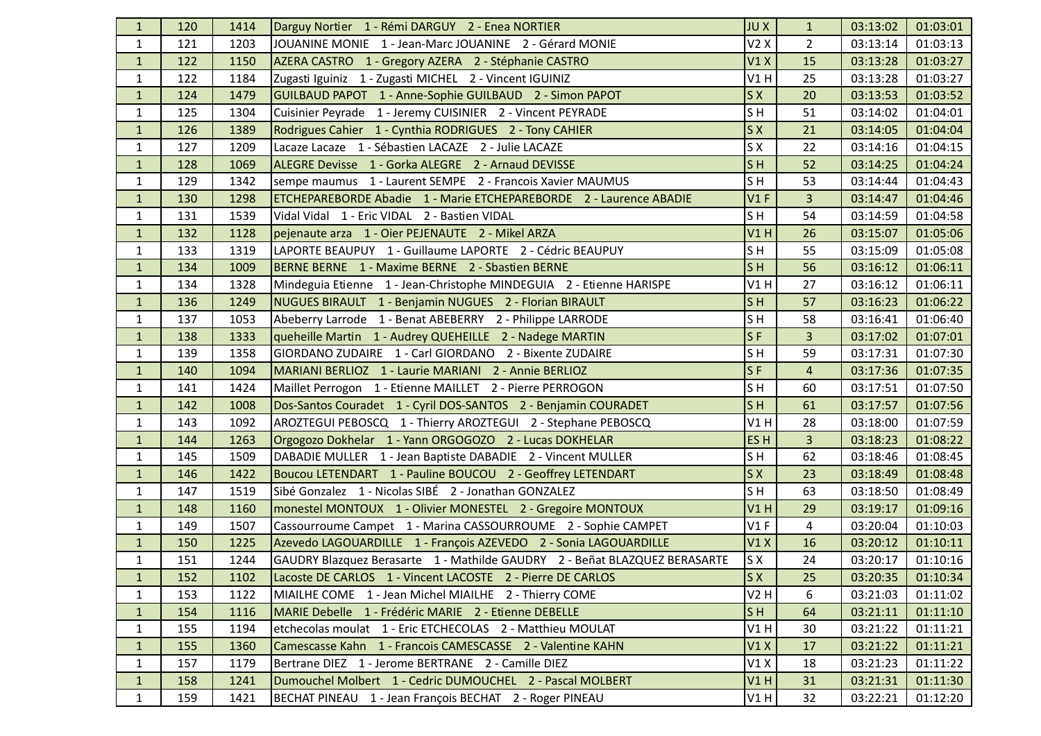| | | | | | | | |
|---|---|---|---|---|---|---|---|
| 1 | 120 | 1414 | Darguy Nortier 1 - Rémi DARGUY 2 - Enea NORTIER | JU X | 1 | 03:13:02 | 01:03:01 |
| 1 | 121 | 1203 | JOUANINE MONIE 1 - Jean-Marc JOUANINE 2 - Gérard MONIE | V2 X | 2 | 03:13:14 | 01:03:13 |
| 1 | 122 | 1150 | AZERA CASTRO 1 - Gregory AZERA 2 - Stéphanie CASTRO | V1 X | 15 | 03:13:28 | 01:03:27 |
| 1 | 122 | 1184 | Zugasti Iguiniz 1 - Zugasti MICHEL 2 - Vincent IGUINIZ | V1 H | 25 | 03:13:28 | 01:03:27 |
| 1 | 124 | 1479 | GUILBAUD PAPOT 1 - Anne-Sophie GUILBAUD 2 - Simon PAPOT | S X | 20 | 03:13:53 | 01:03:52 |
| 1 | 125 | 1304 | Cuisinier Peyrade 1 - Jeremy CUISINIER 2 - Vincent PEYRADE | S H | 51 | 03:14:02 | 01:04:01 |
| 1 | 126 | 1389 | Rodrigues Cahier 1 - Cynthia RODRIGUES 2 - Tony CAHIER | S X | 21 | 03:14:05 | 01:04:04 |
| 1 | 127 | 1209 | Lacaze Lacaze 1 - Sébastien LACAZE 2 - Julie LACAZE | S X | 22 | 03:14:16 | 01:04:15 |
| 1 | 128 | 1069 | ALEGRE Devisse 1 - Gorka ALEGRE 2 - Arnaud DEVISSE | S H | 52 | 03:14:25 | 01:04:24 |
| 1 | 129 | 1342 | sempe maumus 1 - Laurent SEMPE 2 - Francois Xavier MAUMUS | S H | 53 | 03:14:44 | 01:04:43 |
| 1 | 130 | 1298 | ETCHEPAREBORDE Abadie 1 - Marie ETCHEPAREBORDE 2 - Laurence ABADIE | V1 F | 3 | 03:14:47 | 01:04:46 |
| 1 | 131 | 1539 | Vidal Vidal 1 - Eric VIDAL 2 - Bastien VIDAL | S H | 54 | 03:14:59 | 01:04:58 |
| 1 | 132 | 1128 | pejenaute arza 1 - Oier PEJENAUTE 2 - Mikel ARZA | V1 H | 26 | 03:15:07 | 01:05:06 |
| 1 | 133 | 1319 | LAPORTE BEAUPUY 1 - Guillaume LAPORTE 2 - Cédric BEAUPUY | S H | 55 | 03:15:09 | 01:05:08 |
| 1 | 134 | 1009 | BERNE BERNE 1 - Maxime BERNE 2 - Sbastien BERNE | S H | 56 | 03:16:12 | 01:06:11 |
| 1 | 134 | 1328 | Mindeguia Etienne 1 - Jean-Christophe MINDEGUIA 2 - Etienne HARISPE | V1 H | 27 | 03:16:12 | 01:06:11 |
| 1 | 136 | 1249 | NUGUES BIRAULT 1 - Benjamin NUGUES 2 - Florian BIRAULT | S H | 57 | 03:16:23 | 01:06:22 |
| 1 | 137 | 1053 | Abeberry Larrode 1 - Benat ABEBERRY 2 - Philippe LARRODE | S H | 58 | 03:16:41 | 01:06:40 |
| 1 | 138 | 1333 | queheille Martin 1 - Audrey QUEHEILLE 2 - Nadege MARTIN | S F | 3 | 03:17:02 | 01:07:01 |
| 1 | 139 | 1358 | GIORDANO ZUDAIRE 1 - Carl GIORDANO 2 - Bixente ZUDAIRE | S H | 59 | 03:17:31 | 01:07:30 |
| 1 | 140 | 1094 | MARIANI BERLIOZ 1 - Laurie MARIANI 2 - Annie BERLIOZ | S F | 4 | 03:17:36 | 01:07:35 |
| 1 | 141 | 1424 | Maillet Perrogon 1 - Etienne MAILLET 2 - Pierre PERROGON | S H | 60 | 03:17:51 | 01:07:50 |
| 1 | 142 | 1008 | Dos-Santos Couradet 1 - Cyril DOS-SANTOS 2 - Benjamin COURADET | S H | 61 | 03:17:57 | 01:07:56 |
| 1 | 143 | 1092 | AROZTEGUI PEBOSCQ 1 - Thierry AROZTEGUI 2 - Stephane PEBOSCQ | V1 H | 28 | 03:18:00 | 01:07:59 |
| 1 | 144 | 1263 | Orgogozo Dokhelar 1 - Yann ORGOGOZO 2 - Lucas DOKHELAR | ES H | 3 | 03:18:23 | 01:08:22 |
| 1 | 145 | 1509 | DABADIE MULLER 1 - Jean Baptiste DABADIE 2 - Vincent MULLER | S H | 62 | 03:18:46 | 01:08:45 |
| 1 | 146 | 1422 | Boucou LETENDART 1 - Pauline BOUCOU 2 - Geoffrey LETENDART | S X | 23 | 03:18:49 | 01:08:48 |
| 1 | 147 | 1519 | Sibé Gonzalez 1 - Nicolas SIBÉ 2 - Jonathan GONZALEZ | S H | 63 | 03:18:50 | 01:08:49 |
| 1 | 148 | 1160 | monestel MONTOUX 1 - Olivier MONESTEL 2 - Gregoire MONTOUX | V1 H | 29 | 03:19:17 | 01:09:16 |
| 1 | 149 | 1507 | Cassourroume Campet 1 - Marina CASSOURROUME 2 - Sophie CAMPET | V1 F | 4 | 03:20:04 | 01:10:03 |
| 1 | 150 | 1225 | Azevedo LAGOUARDILLE 1 - François AZEVEDO 2 - Sonia LAGOUARDILLE | V1 X | 16 | 03:20:12 | 01:10:11 |
| 1 | 151 | 1244 | GAUDRY Blazquez Berasarte 1 - Mathilde GAUDRY 2 - Beñat BLAZQUEZ BERASARTE | S X | 24 | 03:20:17 | 01:10:16 |
| 1 | 152 | 1102 | Lacoste DE CARLOS 1 - Vincent LACOSTE 2 - Pierre DE CARLOS | S X | 25 | 03:20:35 | 01:10:34 |
| 1 | 153 | 1122 | MIAILHE COME 1 - Jean Michel MIAILHE 2 - Thierry COME | V2 H | 6 | 03:21:03 | 01:11:02 |
| 1 | 154 | 1116 | MARIE Debelle 1 - Frédéric MARIE 2 - Etienne DEBELLE | S H | 64 | 03:21:11 | 01:11:10 |
| 1 | 155 | 1194 | etchecolas moulat 1 - Eric ETCHECOLAS 2 - Matthieu MOULAT | V1 H | 30 | 03:21:22 | 01:11:21 |
| 1 | 155 | 1360 | Camescasse Kahn 1 - Francois CAMESCASSE 2 - Valentine KAHN | V1 X | 17 | 03:21:22 | 01:11:21 |
| 1 | 157 | 1179 | Bertrane DIEZ 1 - Jerome BERTRANE 2 - Camille DIEZ | V1 X | 18 | 03:21:23 | 01:11:22 |
| 1 | 158 | 1241 | Dumouchel Molbert 1 - Cedric DUMOUCHEL 2 - Pascal MOLBERT | V1 H | 31 | 03:21:31 | 01:11:30 |
| 1 | 159 | 1421 | BECHAT PINEAU 1 - Jean François BECHAT 2 - Roger PINEAU | V1 H | 32 | 03:22:21 | 01:12:20 |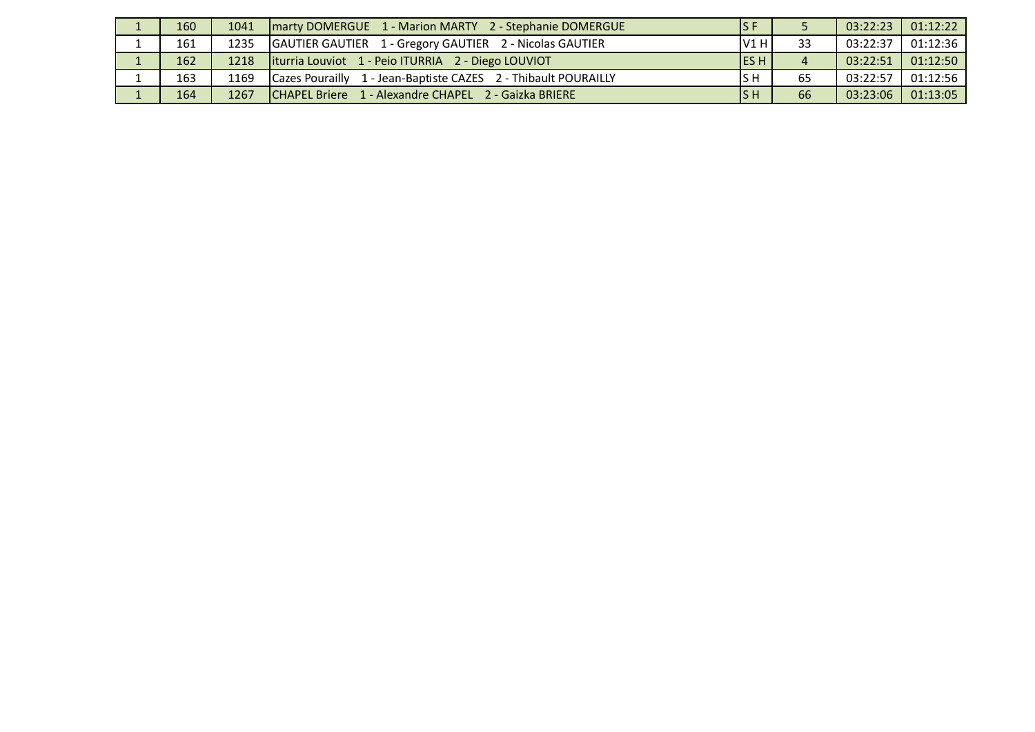| | | | | | | | |
|---|---|---|---|---|---|---|---|
| 1 | 160 | 1041 | marty DOMERGUE 1 - Marion MARTY 2 - Stephanie DOMERGUE | S F | 5 | 03:22:23 | 01:12:22 |
| 1 | 161 | 1235 | GAUTIER GAUTIER 1 - Gregory GAUTIER 2 - Nicolas GAUTIER | V1 H | 33 | 03:22:37 | 01:12:36 |
| 1 | 162 | 1218 | iturria Louviot 1 - Peio ITURRIA 2 - Diego LOUVIOT | ES H | 4 | 03:22:51 | 01:12:50 |
| 1 | 163 | 1169 | Cazes Pouraillly 1 - Jean-Baptiste CAZES 2 - Thibault POURAILLY | S H | 65 | 03:22:57 | 01:12:56 |
| 1 | 164 | 1267 | CHAPEL Briere 1 - Alexandre CHAPEL 2 - Gaizka BRIERE | S H | 66 | 03:23:06 | 01:13:05 |